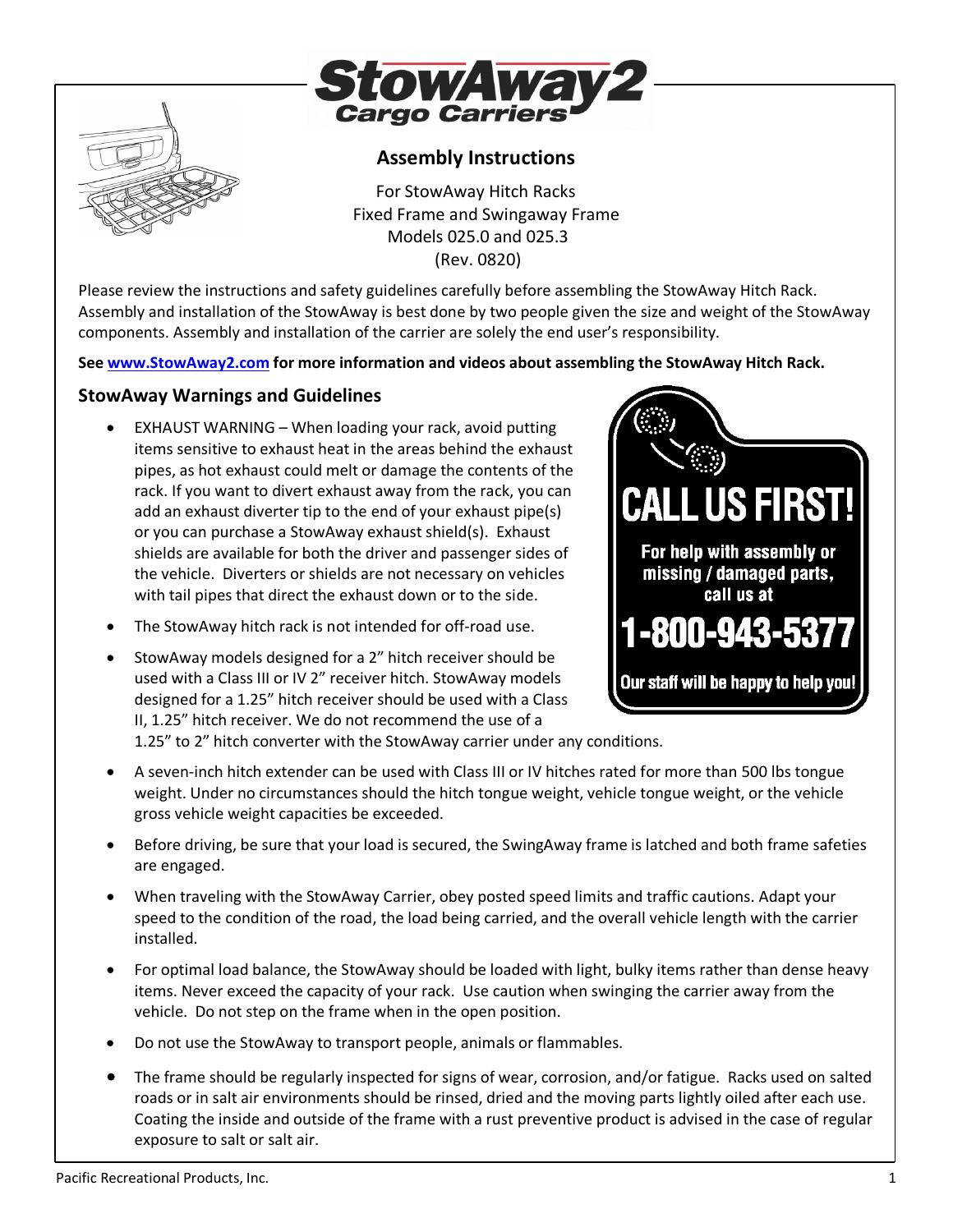# StowAway2 Cargo Carriers

## Assembly Instructions

For StowAway Hitch Racks
Fixed Frame and Swingaway Frame
Models 025.0 and 025.3
(Rev. 0820)

Please review the instructions and safety guidelines carefully before assembling the StowAway Hitch Rack. Assembly and installation of the StowAway is best done by two people given the size and weight of the StowAway components. Assembly and installation of the carrier are solely the end user's responsibility.

**See www.StowAway2.com for more information and videos about assembling the StowAway Hitch Rack.**

**CALL US FIRST!**

**For help with assembly or missing / damaged parts, call us at**

**1-800-943-5377**

**Our staff will be happy to help you!**

## StowAway Warnings and Guidelines

- EXHAUST WARNING – When loading your rack, avoid putting items sensitive to exhaust heat in the areas behind the exhaust pipes, as hot exhaust could melt or damage the contents of the rack. If you want to divert exhaust away from the rack, you can add an exhaust diverter tip to the end of your exhaust pipe(s) or you can purchase a StowAway exhaust shield(s). Exhaust shields are available for both the driver and passenger sides of the vehicle. Diverters or shields are not necessary on vehicles with tail pipes that direct the exhaust down or to the side.
- The StowAway hitch rack is not intended for off-road use.
- StowAway models designed for a 2" hitch receiver should be used with a Class III or IV 2" receiver hitch. StowAway models designed for a 1.25" hitch receiver should be used with a Class II, 1.25" hitch receiver. We do not recommend the use of a 1.25" to 2" hitch converter with the StowAway carrier under any conditions.
- A seven-inch hitch extender can be used with Class III or IV hitches rated for more than 500 lbs tongue weight. Under no circumstances should the hitch tongue weight, vehicle tongue weight, or the vehicle gross vehicle weight capacities be exceeded.
- Before driving, be sure that your load is secured, the SwingAway frame is latched and both frame safeties are engaged.
- When traveling with the StowAway Carrier, obey posted speed limits and traffic cautions. Adapt your speed to the condition of the road, the load being carried, and the overall vehicle length with the carrier installed.
- For optimal load balance, the StowAway should be loaded with light, bulky items rather than dense heavy items. Never exceed the capacity of your rack. Use caution when swinging the carrier away from the vehicle. Do not step on the frame when in the open position.
- Do not use the StowAway to transport people, animals or flammables.
- The frame should be regularly inspected for signs of wear, corrosion, and/or fatigue. Racks used on salted roads or in salt air environments should be rinsed, dried and the moving parts lightly oiled after each use. Coating the inside and outside of the frame with a rust preventive product is advised in the case of regular exposure to salt or salt air.

Pacific Recreational Products, Inc.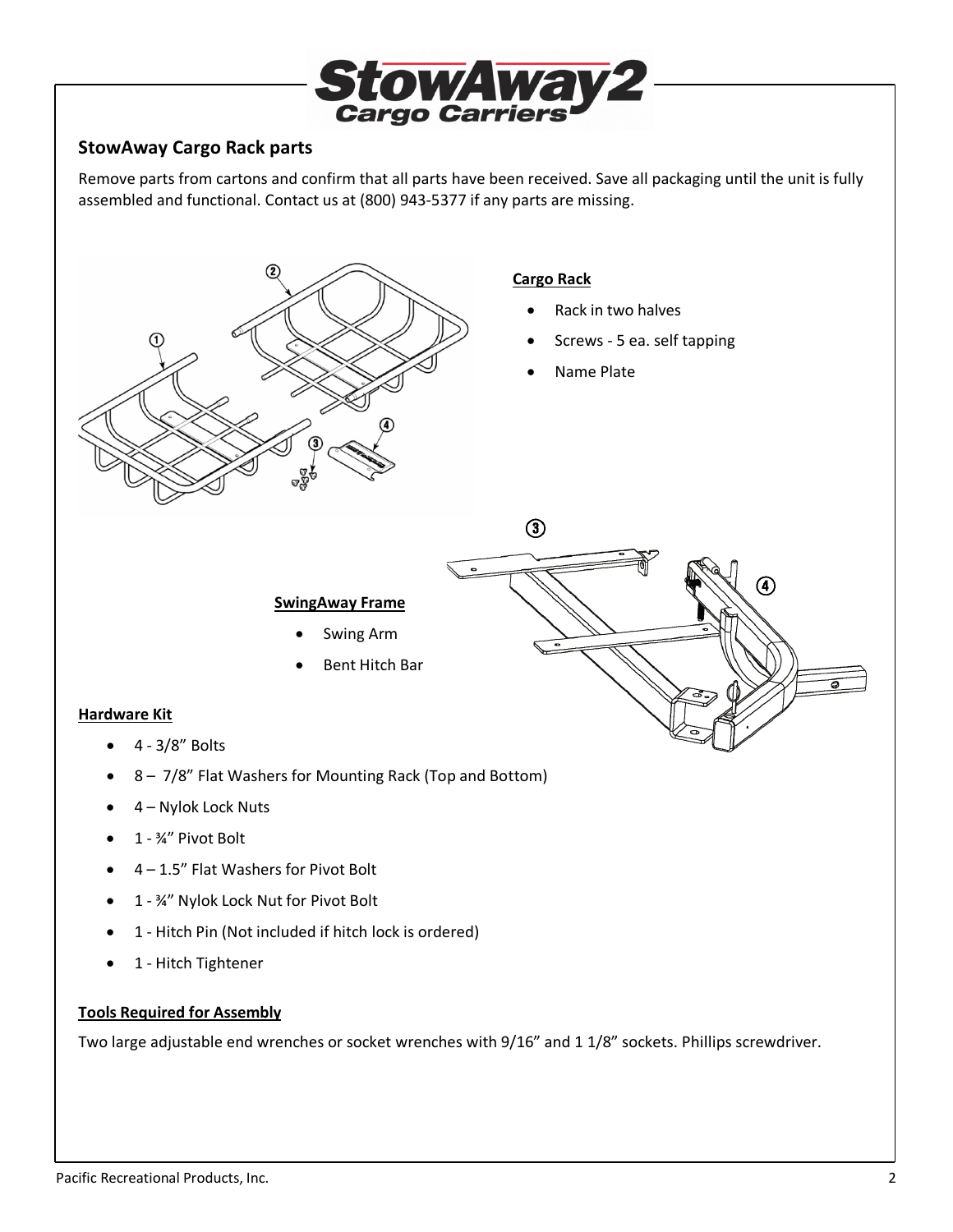## StowAway Cargo Rack parts

Remove parts from cartons and confirm that all parts have been received. Save all packaging until the unit is fully assembled and functional. Contact us at (800) 943-5377 if any parts are missing.

### Cargo Rack

- Rack in two halves
- Screws - 5 ea. self tapping
- Name Plate

### SwingAway Frame

- Swing Arm
- Bent Hitch Bar

### Hardware Kit

- 4 - 3/8" Bolts
- 8 – 7/8" Flat Washers for Mounting Rack (Top and Bottom)
- 4 – Nylok Lock Nuts
- 1 - ¾" Pivot Bolt
- 4 – 1.5" Flat Washers for Pivot Bolt
- 1 - ¾" Nylok Lock Nut for Pivot Bolt
- 1 - Hitch Pin (Not included if hitch lock is ordered)
- 1 - Hitch Tightener

### Tools Required for Assembly

Two large adjustable end wrenches or socket wrenches with 9/16" and 1 1/8" sockets. Phillips screwdriver.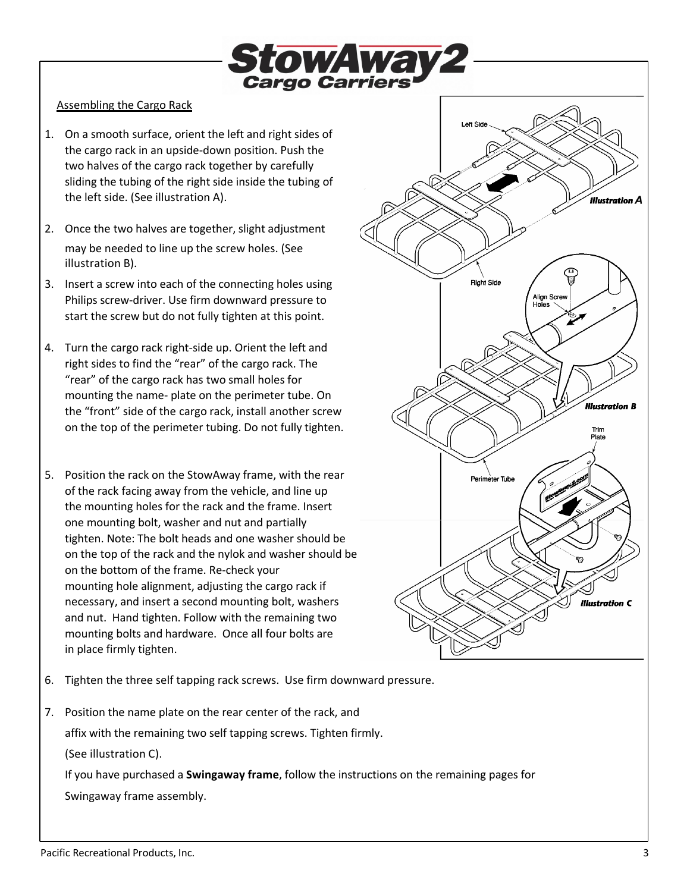## Assembling the Cargo Rack

1. On a smooth surface, orient the left and right sides of the cargo rack in an upside-down position. Push the two halves of the cargo rack together by carefully sliding the tubing of the right side inside the tubing of the left side. (See illustration A).

2. Once the two halves are together, slight adjustment may be needed to line up the screw holes. (See illustration B).

3. Insert a screw into each of the connecting holes using Philips screw-driver. Use firm downward pressure to start the screw but do not fully tighten at this point.

4. Turn the cargo rack right-side up. Orient the left and right sides to find the "rear" of the cargo rack. The "rear" of the cargo rack has two small holes for mounting the name- plate on the perimeter tube. On the "front" side of the cargo rack, install another screw on the top of the perimeter tubing. Do not fully tighten.

5. Position the rack on the StowAway frame, with the rear of the rack facing away from the vehicle, and line up the mounting holes for the rack and the frame. Insert one mounting bolt, washer and nut and partially tighten. Note: The bolt heads and one washer should be on the top of the rack and the nylok and washer should be on the bottom of the frame. Re-check your mounting hole alignment, adjusting the cargo rack if necessary, and insert a second mounting bolt, washers and nut. Hand tighten. Follow with the remaining two mounting bolts and hardware. Once all four bolts are in place firmly tighten.

6. Tighten the three self tapping rack screws. Use firm downward pressure.

7. Position the name plate on the rear center of the rack, and affix with the remaining two self tapping screws. Tighten firmly. (See illustration C).

   If you have purchased a **Swingaway frame**, follow the instructions on the remaining pages for Swingaway frame assembly.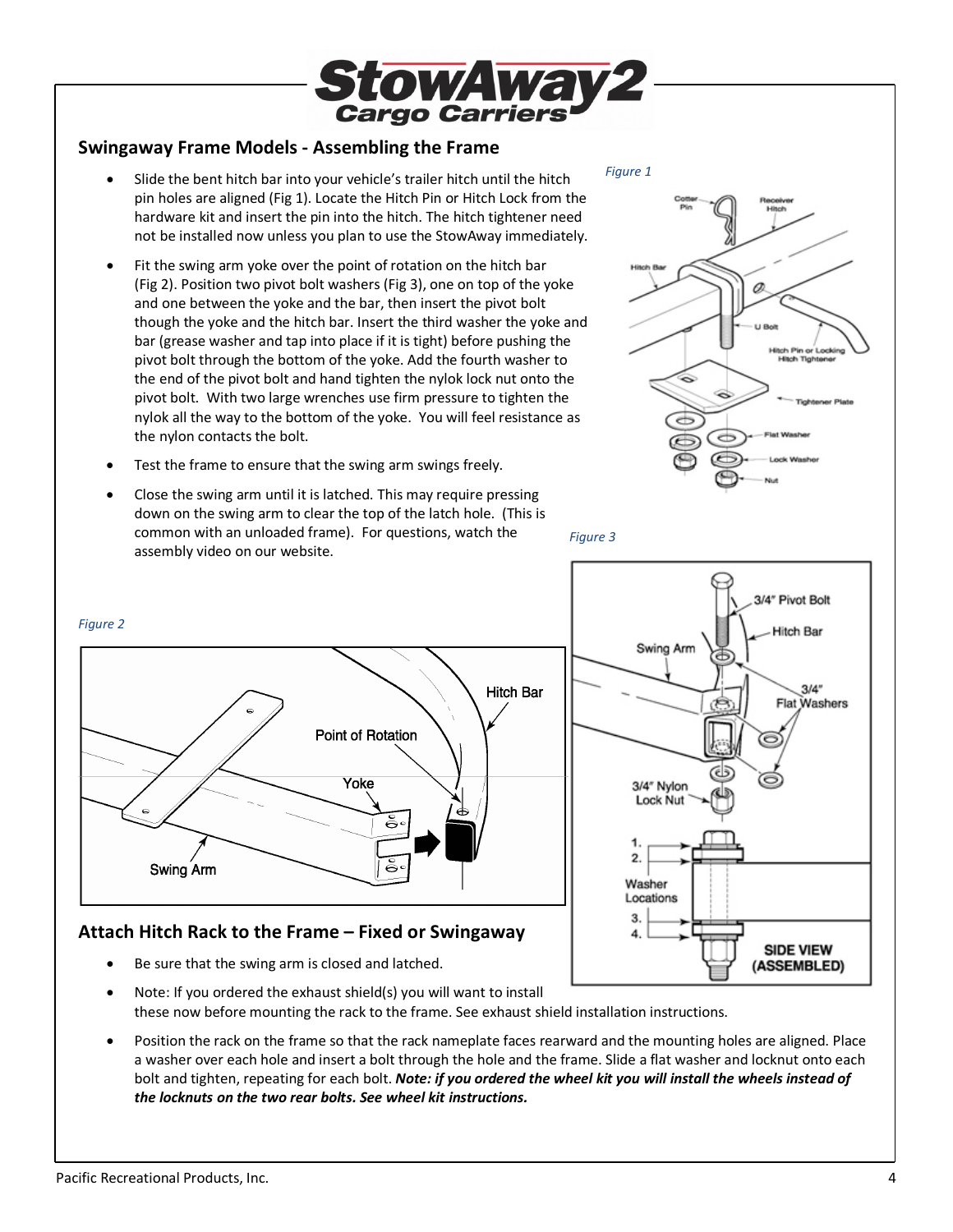## Swingaway Frame Models - Assembling the Frame

- Slide the bent hitch bar into your vehicle's trailer hitch until the hitch pin holes are aligned (Fig 1). Locate the Hitch Pin or Hitch Lock from the hardware kit and insert the pin into the hitch. The hitch tightener need not be installed now unless you plan to use the StowAway immediately.
- Fit the swing arm yoke over the point of rotation on the hitch bar (Fig 2). Position two pivot bolt washers (Fig 3), one on top of the yoke and one between the yoke and the bar, then insert the pivot bolt though the yoke and the hitch bar. Insert the third washer the yoke and bar (grease washer and tap into place if it is tight) before pushing the pivot bolt through the bottom of the yoke. Add the fourth washer to the end of the pivot bolt and hand tighten the nylok lock nut onto the pivot bolt. With two large wrenches use firm pressure to tighten the nylok all the way to the bottom of the yoke. You will feel resistance as the nylon contacts the bolt.
- Test the frame to ensure that the swing arm swings freely.
- Close the swing arm until it is latched. This may require pressing down on the swing arm to clear the top of the latch hole. (This is common with an unloaded frame). For questions, watch the assembly video on our website.

*Figure 1*

*Figure 2*

*Figure 3*

## Attach Hitch Rack to the Frame – Fixed or Swingaway

- Be sure that the swing arm is closed and latched.
- Note: If you ordered the exhaust shield(s) you will want to install these now before mounting the rack to the frame. See exhaust shield installation instructions.
- Position the rack on the frame so that the rack nameplate faces rearward and the mounting holes are aligned. Place a washer over each hole and insert a bolt through the hole and the frame. Slide a flat washer and locknut onto each bolt and tighten, repeating for each bolt. ***Note: if you ordered the wheel kit you will install the wheels instead of the locknuts on the two rear bolts. See wheel kit instructions.***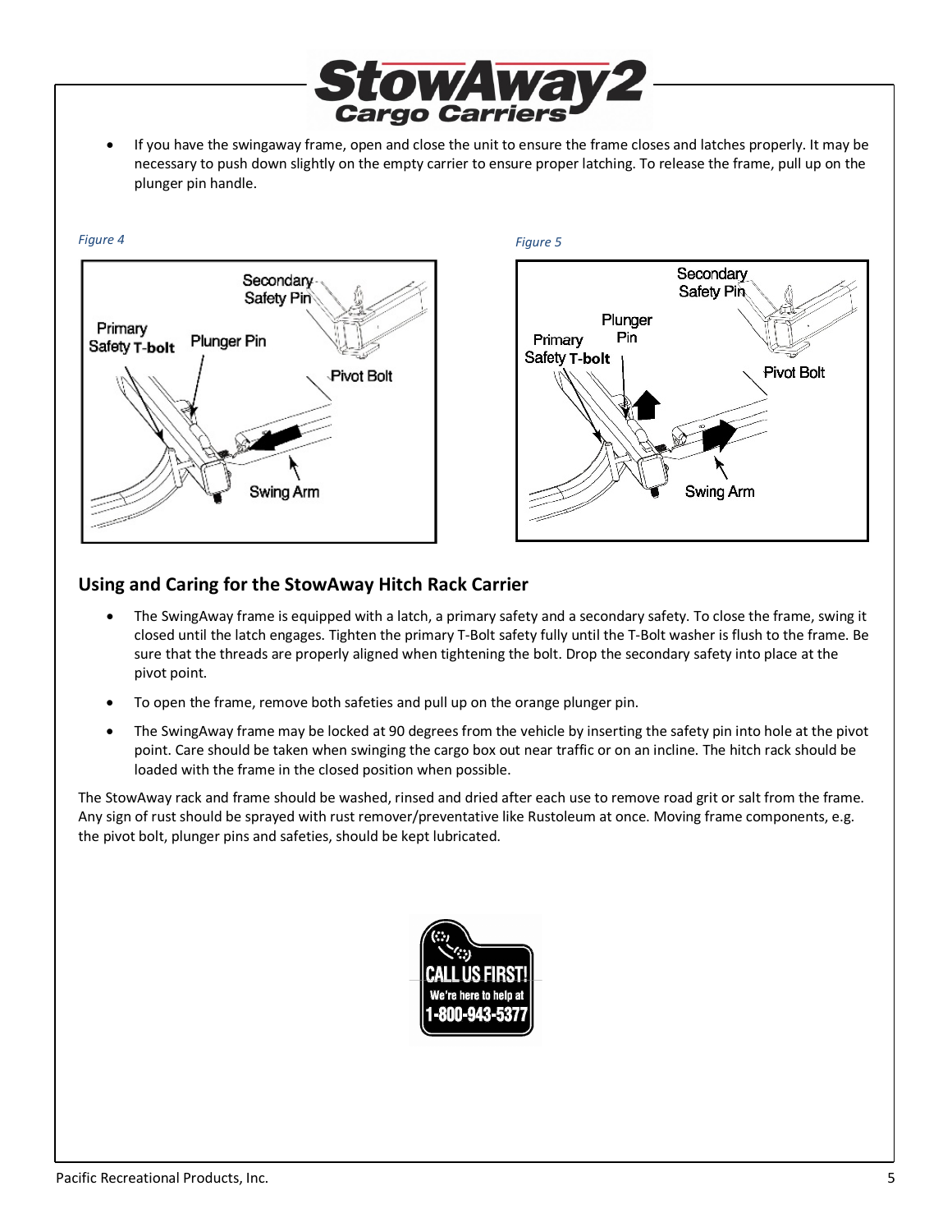- If you have the swingaway frame, open and close the unit to ensure the frame closes and latches properly. It may be necessary to push down slightly on the empty carrier to ensure proper latching. To release the frame, pull up on the plunger pin handle.

*Figure 4*

*Figure 5*

## Using and Caring for the StowAway Hitch Rack Carrier

- The SwingAway frame is equipped with a latch, a primary safety and a secondary safety. To close the frame, swing it closed until the latch engages. Tighten the primary T-Bolt safety fully until the T-Bolt washer is flush to the frame. Be sure that the threads are properly aligned when tightening the bolt. Drop the secondary safety into place at the pivot point.
- To open the frame, remove both safeties and pull up on the orange plunger pin.
- The SwingAway frame may be locked at 90 degrees from the vehicle by inserting the safety pin into hole at the pivot point. Care should be taken when swinging the cargo box out near traffic or on an incline. The hitch rack should be loaded with the frame in the closed position when possible.

The StowAway rack and frame should be washed, rinsed and dried after each use to remove road grit or salt from the frame. Any sign of rust should be sprayed with rust remover/preventative like Rustoleum at once. Moving frame components, e.g. the pivot bolt, plunger pins and safeties, should be kept lubricated.

CALL US FIRST! We're here to help at 1-800-943-5377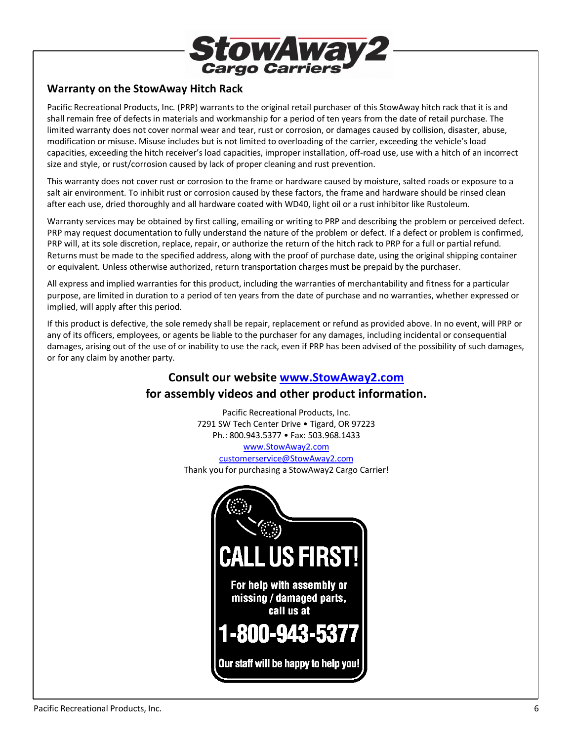# StowAway2 Cargo Carriers

## Warranty on the StowAway Hitch Rack

Pacific Recreational Products, Inc. (PRP) warrants to the original retail purchaser of this StowAway hitch rack that it is and shall remain free of defects in materials and workmanship for a period of ten years from the date of retail purchase. The limited warranty does not cover normal wear and tear, rust or corrosion, or damages caused by collision, disaster, abuse, modification or misuse. Misuse includes but is not limited to overloading of the carrier, exceeding the vehicle's load capacities, exceeding the hitch receiver's load capacities, improper installation, off-road use, use with a hitch of an incorrect size and style, or rust/corrosion caused by lack of proper cleaning and rust prevention.

This warranty does not cover rust or corrosion to the frame or hardware caused by moisture, salted roads or exposure to a salt air environment. To inhibit rust or corrosion caused by these factors, the frame and hardware should be rinsed clean after each use, dried thoroughly and all hardware coated with WD40, light oil or a rust inhibitor like Rustoleum.

Warranty services may be obtained by first calling, emailing or writing to PRP and describing the problem or perceived defect. PRP may request documentation to fully understand the nature of the problem or defect. If a defect or problem is confirmed, PRP will, at its sole discretion, replace, repair, or authorize the return of the hitch rack to PRP for a full or partial refund. Returns must be made to the specified address, along with the proof of purchase date, using the original shipping container or equivalent. Unless otherwise authorized, return transportation charges must be prepaid by the purchaser.

All express and implied warranties for this product, including the warranties of merchantability and fitness for a particular purpose, are limited in duration to a period of ten years from the date of purchase and no warranties, whether expressed or implied, will apply after this period.

If this product is defective, the sole remedy shall be repair, replacement or refund as provided above. In no event, will PRP or any of its officers, employees, or agents be liable to the purchaser for any damages, including incidental or consequential damages, arising out of the use of or inability to use the rack, even if PRP has been advised of the possibility of such damages, or for any claim by another party.

**Consult our website [www.StowAway2.com](http://www.StowAway2.com)**
**for assembly videos and other product information.**

Pacific Recreational Products, Inc.
7291 SW Tech Center Drive • Tigard, OR 97223
Ph.: 800.943.5377 • Fax: 503.968.1433
[www.StowAway2.com](http://www.StowAway2.com)
[customerservice@StowAway2.com](mailto:customerservice@StowAway2.com)
Thank you for purchasing a StowAway2 Cargo Carrier!

**CALL US FIRST!**

**For help with assembly or missing / damaged parts, call us at**

**1-800-943-5377**

**Our staff will be happy to help you!**